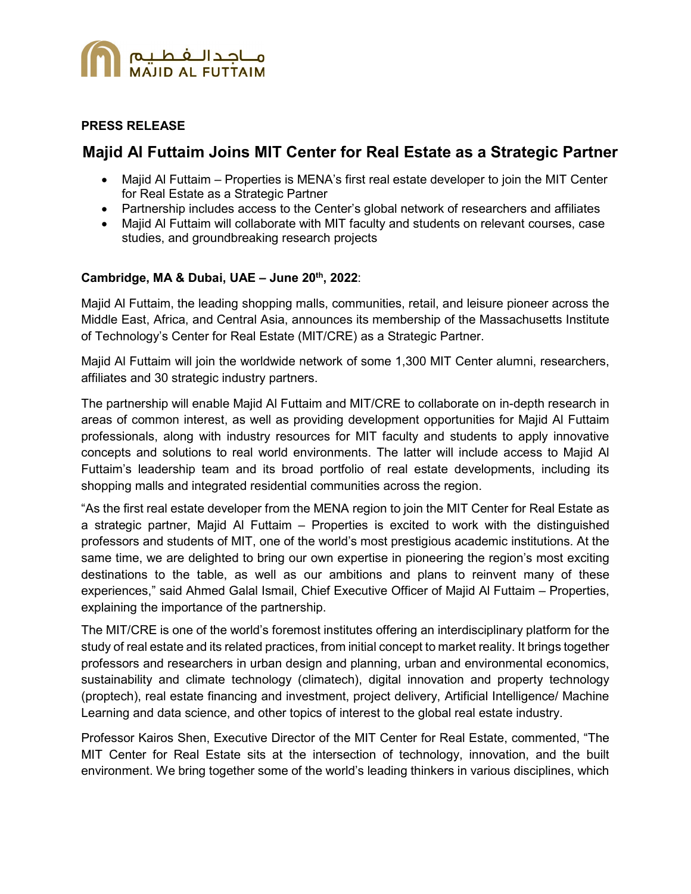**PRESS RELEASE**

# Majid Al Futtaim Joins MIT Center for Real Estate as a Strategic Partner

- Majid Al Futtaim – Properties is MENA's first real estate developer to join the MIT Center for Real Estate as a Strategic Partner
- Partnership includes access to the Center's global network of researchers and affiliates
- Majid Al Futtaim will collaborate with MIT faculty and students on relevant courses, case studies, and groundbreaking research projects

**Cambridge, MA & Dubai, UAE – June 20th, 2022**:

Majid Al Futtaim, the leading shopping malls, communities, retail, and leisure pioneer across the Middle East, Africa, and Central Asia, announces its membership of the Massachusetts Institute of Technology's Center for Real Estate (MIT/CRE) as a Strategic Partner.

Majid Al Futtaim will join the worldwide network of some 1,300 MIT Center alumni, researchers, affiliates and 30 strategic industry partners.

The partnership will enable Majid Al Futtaim and MIT/CRE to collaborate on in-depth research in areas of common interest, as well as providing development opportunities for Majid Al Futtaim professionals, along with industry resources for MIT faculty and students to apply innovative concepts and solutions to real world environments. The latter will include access to Majid Al Futtaim's leadership team and its broad portfolio of real estate developments, including its shopping malls and integrated residential communities across the region.

"As the first real estate developer from the MENA region to join the MIT Center for Real Estate as a strategic partner, Majid Al Futtaim – Properties is excited to work with the distinguished professors and students of MIT, one of the world's most prestigious academic institutions. At the same time, we are delighted to bring our own expertise in pioneering the region's most exciting destinations to the table, as well as our ambitions and plans to reinvent many of these experiences," said Ahmed Galal Ismail, Chief Executive Officer of Majid Al Futtaim – Properties, explaining the importance of the partnership.

The MIT/CRE is one of the world's foremost institutes offering an interdisciplinary platform for the study of real estate and its related practices, from initial concept to market reality. It brings together professors and researchers in urban design and planning, urban and environmental economics, sustainability and climate technology (climatech), digital innovation and property technology (proptech), real estate financing and investment, project delivery, Artificial Intelligence/ Machine Learning and data science, and other topics of interest to the global real estate industry.

Professor Kairos Shen, Executive Director of the MIT Center for Real Estate, commented, "The MIT Center for Real Estate sits at the intersection of technology, innovation, and the built environment. We bring together some of the world's leading thinkers in various disciplines, which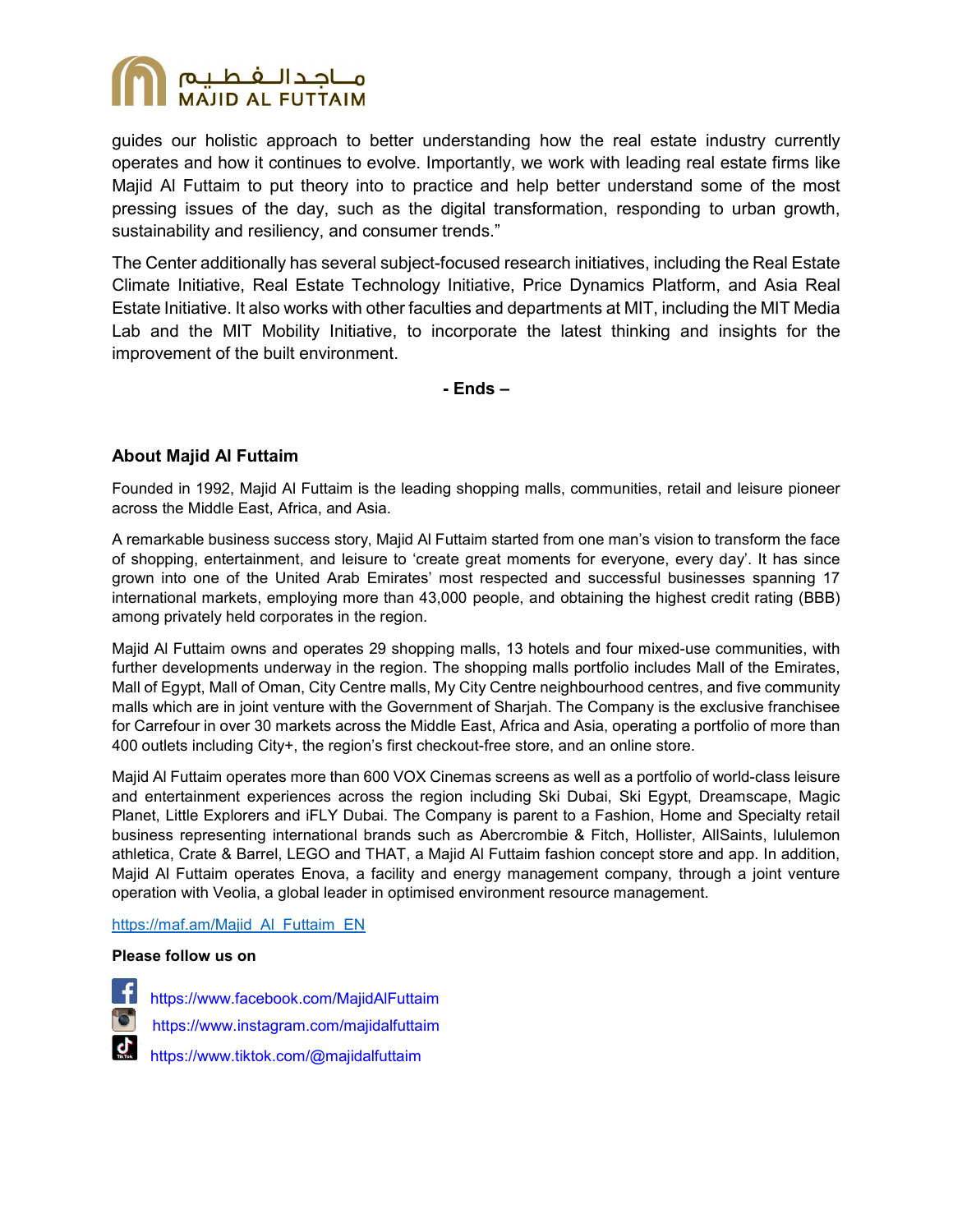guides our holistic approach to better understanding how the real estate industry currently operates and how it continues to evolve. Importantly, we work with leading real estate firms like Majid Al Futtaim to put theory into to practice and help better understand some of the most pressing issues of the day, such as the digital transformation, responding to urban growth, sustainability and resiliency, and consumer trends."

The Center additionally has several subject-focused research initiatives, including the Real Estate Climate Initiative, Real Estate Technology Initiative, Price Dynamics Platform, and Asia Real Estate Initiative. It also works with other faculties and departments at MIT, including the MIT Media Lab and the MIT Mobility Initiative, to incorporate the latest thinking and insights for the improvement of the built environment.

**- Ends –**

### About Majid Al Futtaim

Founded in 1992, Majid Al Futtaim is the leading shopping malls, communities, retail and leisure pioneer across the Middle East, Africa, and Asia.

A remarkable business success story, Majid Al Futtaim started from one man's vision to transform the face of shopping, entertainment, and leisure to 'create great moments for everyone, every day'. It has since grown into one of the United Arab Emirates' most respected and successful businesses spanning 17 international markets, employing more than 43,000 people, and obtaining the highest credit rating (BBB) among privately held corporates in the region.

Majid Al Futtaim owns and operates 29 shopping malls, 13 hotels and four mixed-use communities, with further developments underway in the region. The shopping malls portfolio includes Mall of the Emirates, Mall of Egypt, Mall of Oman, City Centre malls, My City Centre neighbourhood centres, and five community malls which are in joint venture with the Government of Sharjah. The Company is the exclusive franchisee for Carrefour in over 30 markets across the Middle East, Africa and Asia, operating a portfolio of more than 400 outlets including City+, the region's first checkout-free store, and an online store.

Majid Al Futtaim operates more than 600 VOX Cinemas screens as well as a portfolio of world-class leisure and entertainment experiences across the region including Ski Dubai, Ski Egypt, Dreamscape, Magic Planet, Little Explorers and iFLY Dubai. The Company is parent to a Fashion, Home and Specialty retail business representing international brands such as Abercrombie & Fitch, Hollister, AllSaints, lululemon athletica, Crate & Barrel, LEGO and THAT, a Majid Al Futtaim fashion concept store and app. In addition, Majid Al Futtaim operates Enova, a facility and energy management company, through a joint venture operation with Veolia, a global leader in optimised environment resource management.

https://maf.am/Majid_Al_Futtaim_EN

**Please follow us on**

https://www.facebook.com/MajidAlFuttaim

https://www.instagram.com/majidalfuttaim

https://www.tiktok.com/@majidalfuttaim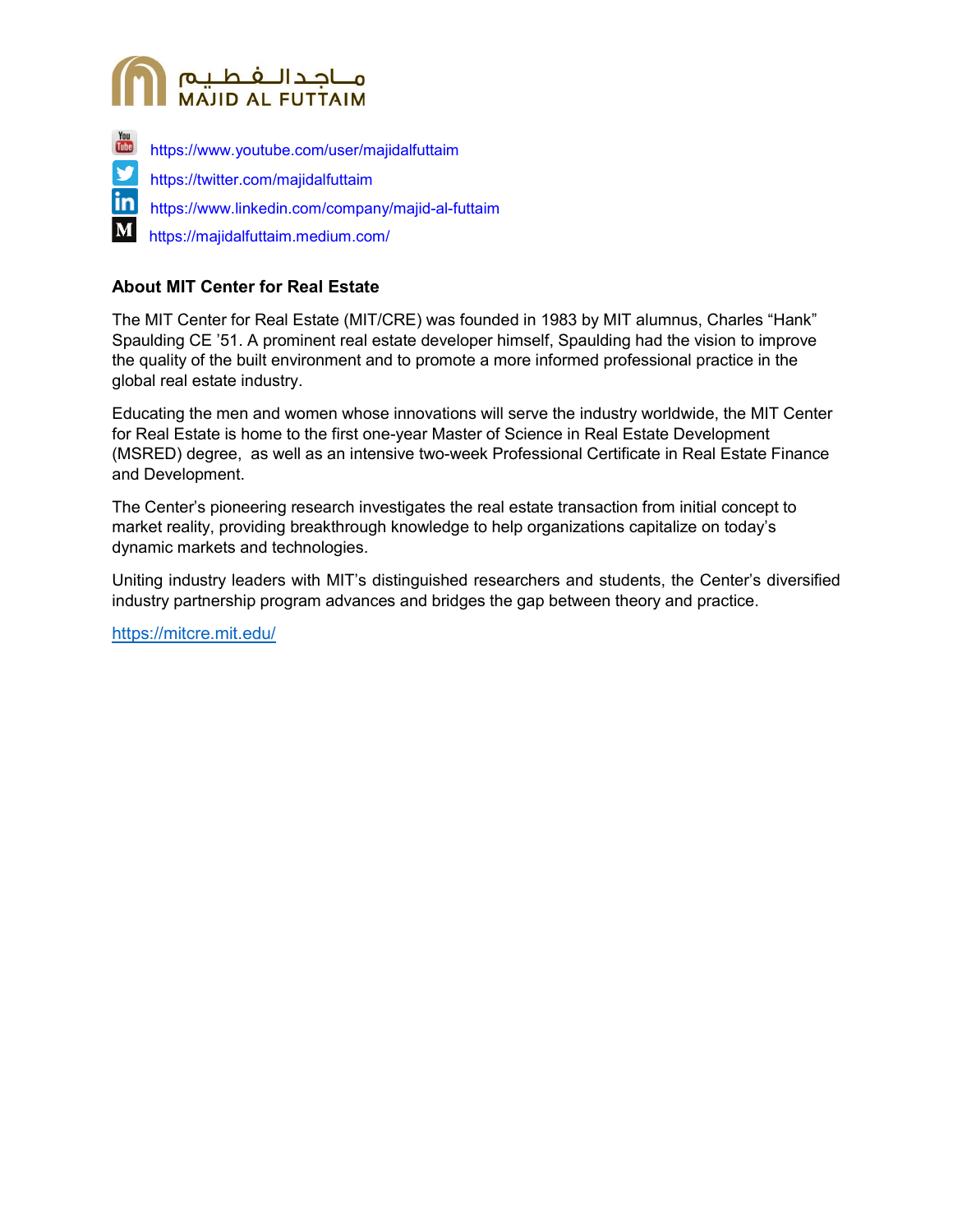مـاجـد الـفـطـيـم
MAJID AL FUTTAIM

https://www.youtube.com/user/majidalfuttaim

https://twitter.com/majidalfuttaim

https://www.linkedin.com/company/majid-al-futtaim

https://majidalfuttaim.medium.com/

**About MIT Center for Real Estate**

The MIT Center for Real Estate (MIT/CRE) was founded in 1983 by MIT alumnus, Charles "Hank" Spaulding CE '51. A prominent real estate developer himself, Spaulding had the vision to improve the quality of the built environment and to promote a more informed professional practice in the global real estate industry.

Educating the men and women whose innovations will serve the industry worldwide, the MIT Center for Real Estate is home to the first one-year Master of Science in Real Estate Development (MSRED) degree, as well as an intensive two-week Professional Certificate in Real Estate Finance and Development.

The Center's pioneering research investigates the real estate transaction from initial concept to market reality, providing breakthrough knowledge to help organizations capitalize on today's dynamic markets and technologies.

Uniting industry leaders with MIT's distinguished researchers and students, the Center's diversified industry partnership program advances and bridges the gap between theory and practice.

https://mitcre.mit.edu/